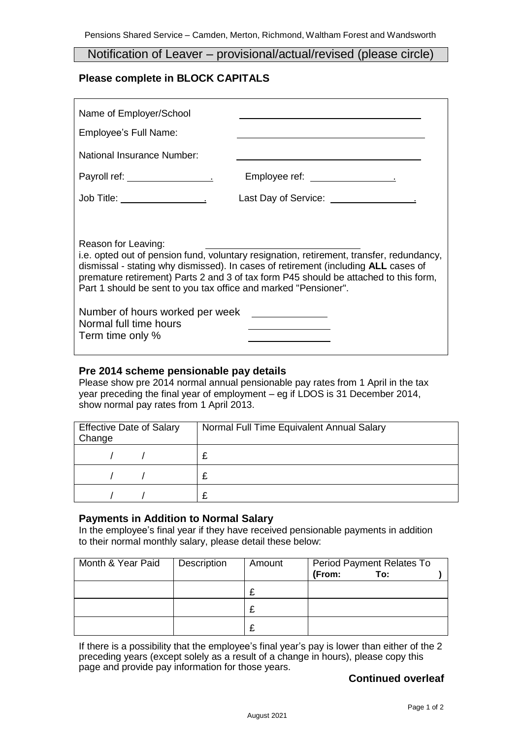Pensions Shared Service – Camden, Merton, Richmond, Waltham Forest and Wandsworth

# Notification of Leaver – provisional/actual/revised (please circle)

**Please complete in BLOCK CAPITALS**

Name of Employer/School ______________________________

Employee's Full Name: ______________________________

National Insurance Number: ______________________________

Payroll ref: ______________. Employee ref: ______________.

Job Title: ______________. Last Day of Service: ______________.

Reason for Leaving: ______________________________
i.e. opted out of pension fund, voluntary resignation, retirement, transfer, redundancy, dismissal - stating why dismissed). In cases of retirement (including **ALL** cases of premature retirement) Parts 2 and 3 of tax form P45 should be attached to this form, Part 1 should be sent to you tax office and marked "Pensioner".

Number of hours worked per week ______________
Normal full time hours ______________
Term time only % ______________

### Pre 2014 scheme pensionable pay details

Please show pre 2014 normal annual pensionable pay rates from 1 April in the tax year preceding the final year of employment – eg if LDOS is 31 December 2014, show normal pay rates from 1 April 2013.

| Effective Date of Salary Change | Normal Full Time Equivalent Annual Salary |
|---|---|
| / / | £ |
| / / | £ |
| / / | £ |

### Payments in Addition to Normal Salary

In the employee's final year if they have received pensionable payments in addition to their normal monthly salary, please detail these below:

| Month & Year Paid | Description | Amount | Period Payment Relates To (From: To: ) |
|---|---|---|---|
| | | £ | |
| | | £ | |
| | | £ | |

If there is a possibility that the employee's final year's pay is lower than either of the 2 preceding years (except solely as a result of a change in hours), please copy this page and provide pay information for those years.

**Continued overleaf**

August 2021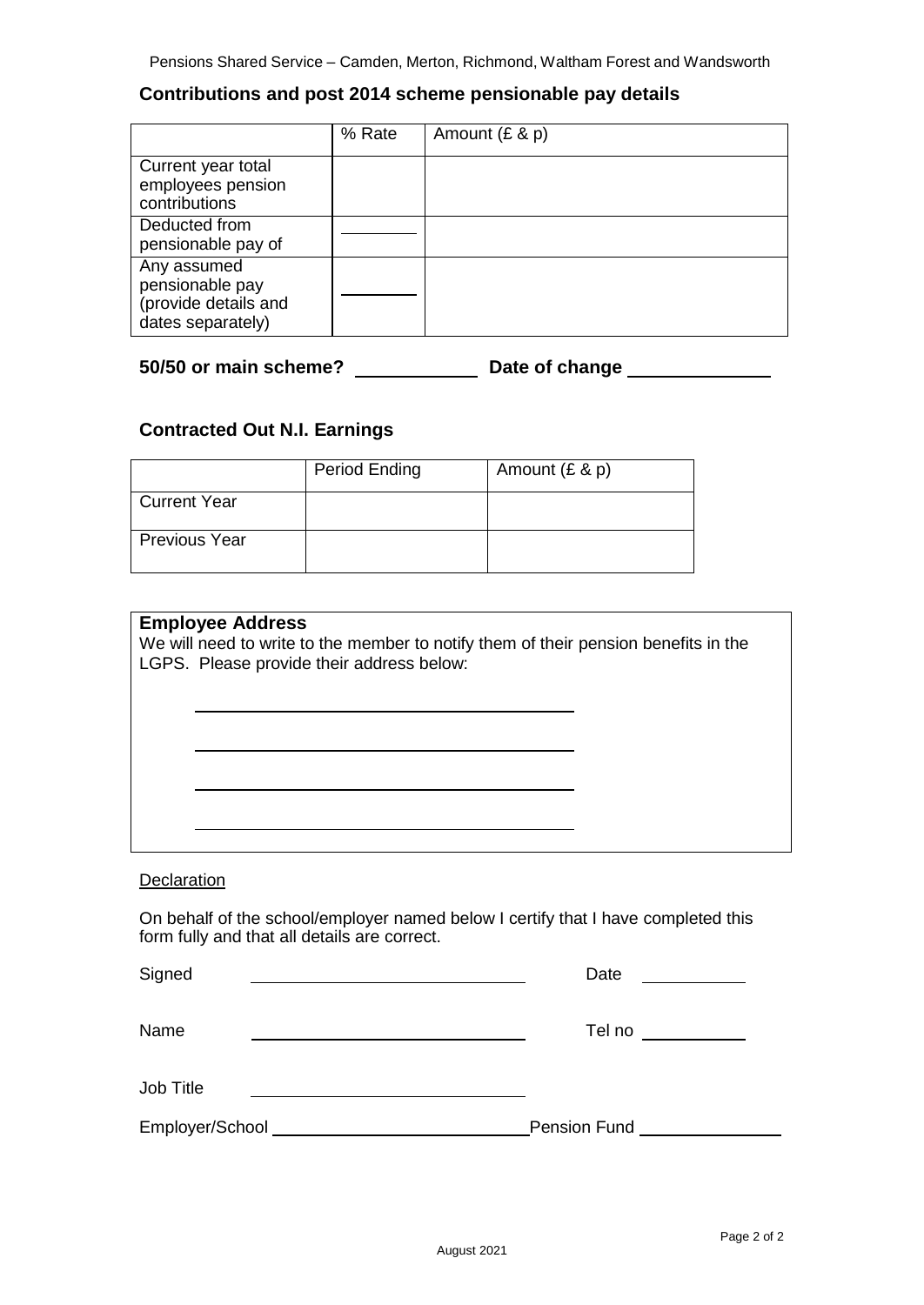## Contributions and post 2014 scheme pensionable pay details

| | % Rate | Amount (£ & p) |
|---|---|---|
| Current year total employees pension contributions | | |
| Deducted from pensionable pay of | ________ | |
| Any assumed pensionable pay (provide details and dates separately) | ________ | |

**50/50 or main scheme?** ____________ **Date of change** ______________

## Contracted Out N.I. Earnings

| | Period Ending | Amount (£ & p) |
|---|---|---|
| Current Year | | |
| Previous Year | | |

**Employee Address**

We will need to write to the member to notify them of their pension benefits in the LGPS. Please provide their address below:

______________________________________

______________________________________

______________________________________

______________________________________

Declaration

On behalf of the school/employer named below I certify that I have completed this form fully and that all details are correct.

Signed ______________________________ Date ___________

Name ______________________________ Tel no ___________

Job Title ______________________________

Employer/School ___________________________ Pension Fund _______________

August 2021